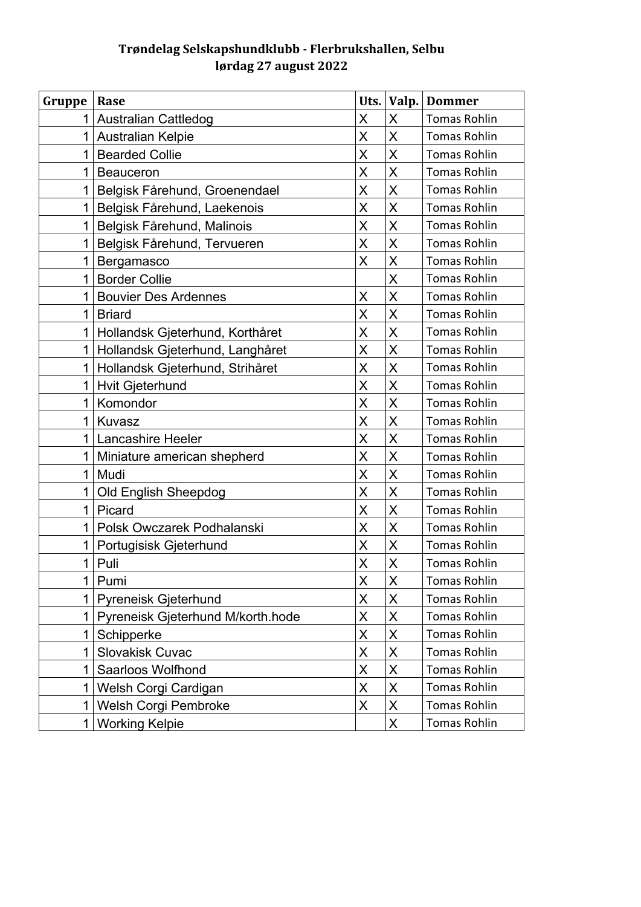**Trøndelag Selskapshundklubb - Flerbrukshallen, Selbu**
**lørdag 27 august 2022**

| Gruppe | Rase | Uts. | Valp. | Dommer |
|---|---|---|---|---|
| 1 | Australian Cattledog | X | X | Tomas Rohlin |
| 1 | Australian Kelpie | X | X | Tomas Rohlin |
| 1 | Bearded Collie | X | X | Tomas Rohlin |
| 1 | Beauceron | X | X | Tomas Rohlin |
| 1 | Belgisk Fårehund, Groenendael | X | X | Tomas Rohlin |
| 1 | Belgisk Fårehund, Laekenois | X | X | Tomas Rohlin |
| 1 | Belgisk Fårehund, Malinois | X | X | Tomas Rohlin |
| 1 | Belgisk Fårehund, Tervueren | X | X | Tomas Rohlin |
| 1 | Bergamasco | X | X | Tomas Rohlin |
| 1 | Border Collie | | X | Tomas Rohlin |
| 1 | Bouvier Des Ardennes | X | X | Tomas Rohlin |
| 1 | Briard | X | X | Tomas Rohlin |
| 1 | Hollandsk Gjeterhund, Korthåret | X | X | Tomas Rohlin |
| 1 | Hollandsk Gjeterhund, Langhåret | X | X | Tomas Rohlin |
| 1 | Hollandsk Gjeterhund, Strihåret | X | X | Tomas Rohlin |
| 1 | Hvit Gjeterhund | X | X | Tomas Rohlin |
| 1 | Komondor | X | X | Tomas Rohlin |
| 1 | Kuvasz | X | X | Tomas Rohlin |
| 1 | Lancashire Heeler | X | X | Tomas Rohlin |
| 1 | Miniature american shepherd | X | X | Tomas Rohlin |
| 1 | Mudi | X | X | Tomas Rohlin |
| 1 | Old English Sheepdog | X | X | Tomas Rohlin |
| 1 | Picard | X | X | Tomas Rohlin |
| 1 | Polsk Owczarek Podhalanski | X | X | Tomas Rohlin |
| 1 | Portugisisk Gjeterhund | X | X | Tomas Rohlin |
| 1 | Puli | X | X | Tomas Rohlin |
| 1 | Pumi | X | X | Tomas Rohlin |
| 1 | Pyreneisk Gjeterhund | X | X | Tomas Rohlin |
| 1 | Pyreneisk Gjeterhund M/korth.hode | X | X | Tomas Rohlin |
| 1 | Schipperke | X | X | Tomas Rohlin |
| 1 | Slovakisk Cuvac | X | X | Tomas Rohlin |
| 1 | Saarloos Wolfhond | X | X | Tomas Rohlin |
| 1 | Welsh Corgi Cardigan | X | X | Tomas Rohlin |
| 1 | Welsh Corgi Pembroke | X | X | Tomas Rohlin |
| 1 | Working Kelpie | | X | Tomas Rohlin |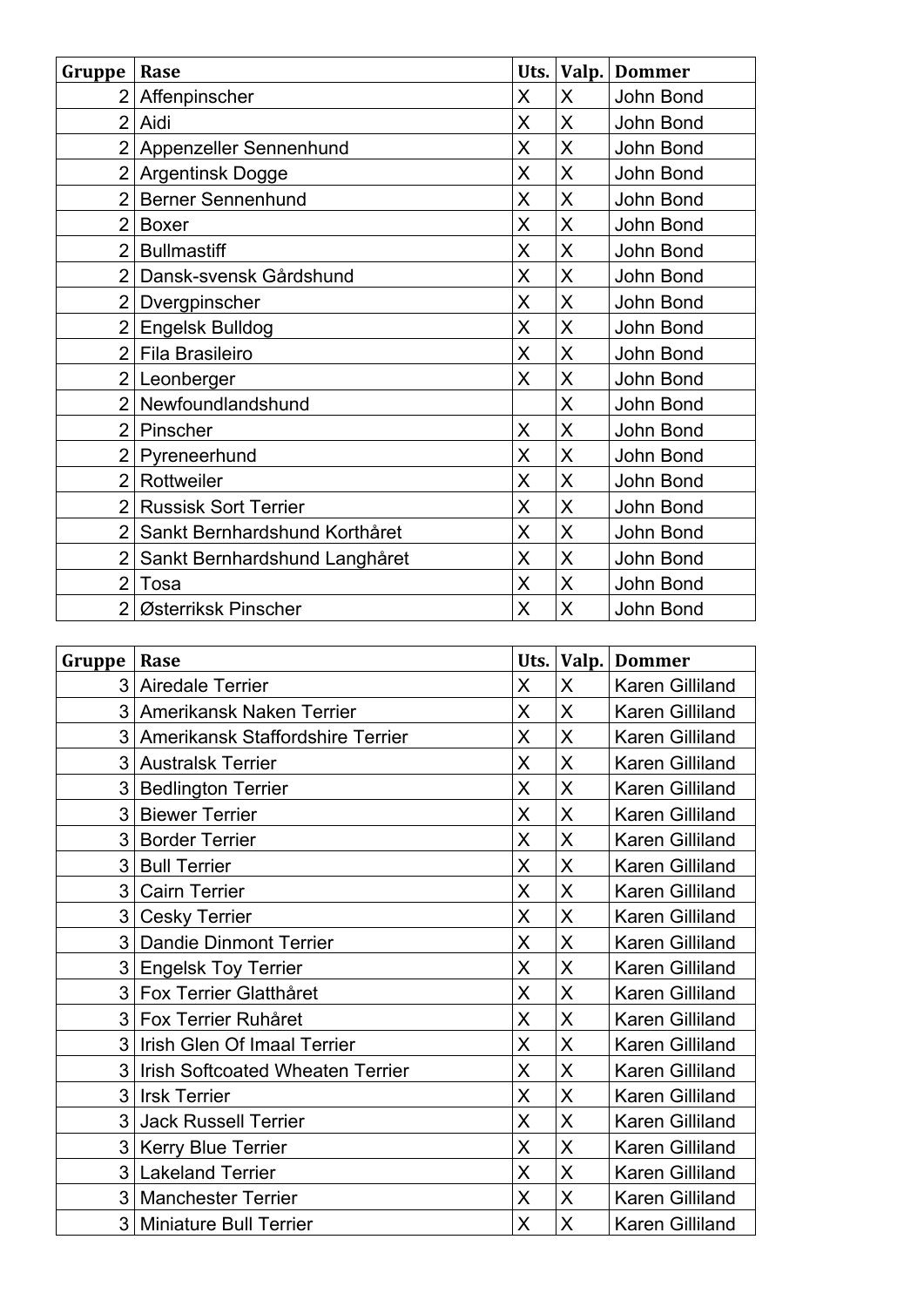| Gruppe | Rase | Uts. | Valp. | Dommer |
|---|---|---|---|---|
| 2 | Affenpinscher | X | X | John Bond |
| 2 | Aidi | X | X | John Bond |
| 2 | Appenzeller Sennenhund | X | X | John Bond |
| 2 | Argentinsk Dogge | X | X | John Bond |
| 2 | Berner Sennenhund | X | X | John Bond |
| 2 | Boxer | X | X | John Bond |
| 2 | Bullmastiff | X | X | John Bond |
| 2 | Dansk-svensk Gårdshund | X | X | John Bond |
| 2 | Dvergpinscher | X | X | John Bond |
| 2 | Engelsk Bulldog | X | X | John Bond |
| 2 | Fila Brasileiro | X | X | John Bond |
| 2 | Leonberger | X | X | John Bond |
| 2 | Newfoundlandshund | | X | John Bond |
| 2 | Pinscher | X | X | John Bond |
| 2 | Pyreneerhund | X | X | John Bond |
| 2 | Rottweiler | X | X | John Bond |
| 2 | Russisk Sort Terrier | X | X | John Bond |
| 2 | Sankt Bernhardshund Korthåret | X | X | John Bond |
| 2 | Sankt Bernhardshund Langhåret | X | X | John Bond |
| 2 | Tosa | X | X | John Bond |
| 2 | Østerriksk Pinscher | X | X | John Bond |

| Gruppe | Rase | Uts. | Valp. | Dommer |
|---|---|---|---|---|
| 3 | Airedale Terrier | X | X | Karen Gilliland |
| 3 | Amerikansk Naken Terrier | X | X | Karen Gilliland |
| 3 | Amerikansk Staffordshire Terrier | X | X | Karen Gilliland |
| 3 | Australsk Terrier | X | X | Karen Gilliland |
| 3 | Bedlington Terrier | X | X | Karen Gilliland |
| 3 | Biewer Terrier | X | X | Karen Gilliland |
| 3 | Border Terrier | X | X | Karen Gilliland |
| 3 | Bull Terrier | X | X | Karen Gilliland |
| 3 | Cairn Terrier | X | X | Karen Gilliland |
| 3 | Cesky Terrier | X | X | Karen Gilliland |
| 3 | Dandie Dinmont Terrier | X | X | Karen Gilliland |
| 3 | Engelsk Toy Terrier | X | X | Karen Gilliland |
| 3 | Fox Terrier Glatthåret | X | X | Karen Gilliland |
| 3 | Fox Terrier Ruhåret | X | X | Karen Gilliland |
| 3 | Irish Glen Of Imaal Terrier | X | X | Karen Gilliland |
| 3 | Irish Softcoated Wheaten Terrier | X | X | Karen Gilliland |
| 3 | Irsk Terrier | X | X | Karen Gilliland |
| 3 | Jack Russell Terrier | X | X | Karen Gilliland |
| 3 | Kerry Blue Terrier | X | X | Karen Gilliland |
| 3 | Lakeland Terrier | X | X | Karen Gilliland |
| 3 | Manchester Terrier | X | X | Karen Gilliland |
| 3 | Miniature Bull Terrier | X | X | Karen Gilliland |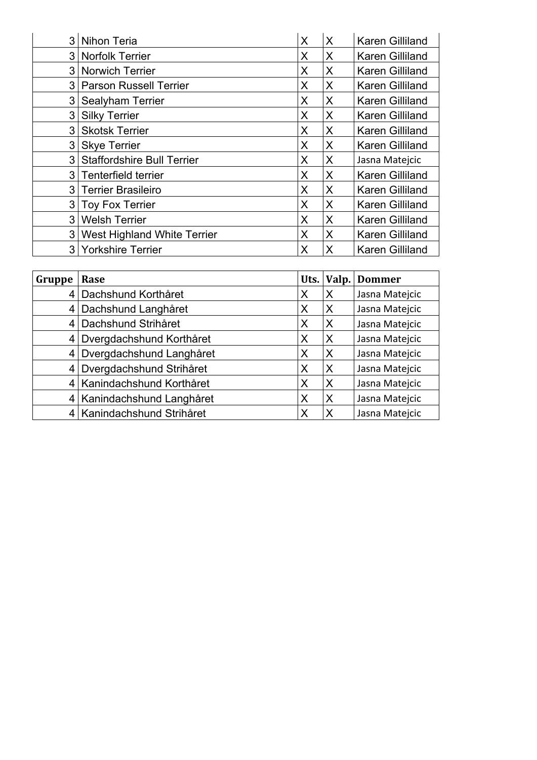| | | | | |
|---|---|---|---|---|
| 3 | Nihon Teria | X | X | Karen Gilliland |
| 3 | Norfolk Terrier | X | X | Karen Gilliland |
| 3 | Norwich Terrier | X | X | Karen Gilliland |
| 3 | Parson Russell Terrier | X | X | Karen Gilliland |
| 3 | Sealyham Terrier | X | X | Karen Gilliland |
| 3 | Silky Terrier | X | X | Karen Gilliland |
| 3 | Skotsk Terrier | X | X | Karen Gilliland |
| 3 | Skye Terrier | X | X | Karen Gilliland |
| 3 | Staffordshire Bull Terrier | X | X | Jasna Matejcic |
| 3 | Tenterfield terrier | X | X | Karen Gilliland |
| 3 | Terrier Brasileiro | X | X | Karen Gilliland |
| 3 | Toy Fox Terrier | X | X | Karen Gilliland |
| 3 | Welsh Terrier | X | X | Karen Gilliland |
| 3 | West Highland White Terrier | X | X | Karen Gilliland |
| 3 | Yorkshire Terrier | X | X | Karen Gilliland |

| Gruppe | Rase | Uts. | Valp. | Dommer |
|---|---|---|---|---|
| 4 | Dachshund Korthåret | X | X | Jasna Matejcic |
| 4 | Dachshund Langhåret | X | X | Jasna Matejcic |
| 4 | Dachshund Strihåret | X | X | Jasna Matejcic |
| 4 | Dvergdachshund Korthåret | X | X | Jasna Matejcic |
| 4 | Dvergdachshund Langhåret | X | X | Jasna Matejcic |
| 4 | Dvergdachshund Strihåret | X | X | Jasna Matejcic |
| 4 | Kanindachshund Korthåret | X | X | Jasna Matejcic |
| 4 | Kanindachshund Langhåret | X | X | Jasna Matejcic |
| 4 | Kanindachshund Strihåret | X | X | Jasna Matejcic |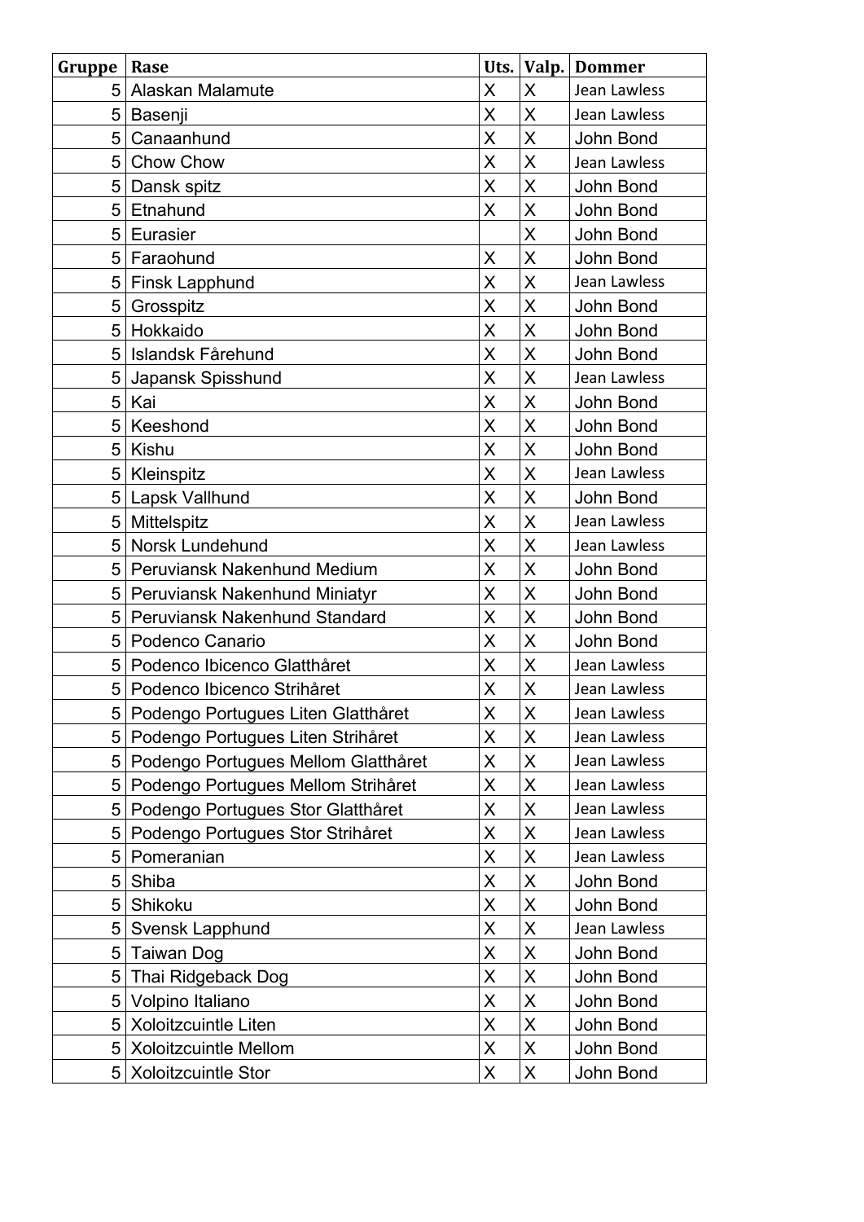| Gruppe | Rase | Uts. | Valp. | Dommer |
|---|---|---|---|---|
| 5 | Alaskan Malamute | X | X | Jean Lawless |
| 5 | Basenji | X | X | Jean Lawless |
| 5 | Canaanhund | X | X | John Bond |
| 5 | Chow Chow | X | X | Jean Lawless |
| 5 | Dansk spitz | X | X | John Bond |
| 5 | Etnahund | X | X | John Bond |
| 5 | Eurasier | | X | John Bond |
| 5 | Faraohund | X | X | John Bond |
| 5 | Finsk Lapphund | X | X | Jean Lawless |
| 5 | Grosspitz | X | X | John Bond |
| 5 | Hokkaido | X | X | John Bond |
| 5 | Islandsk Fårehund | X | X | John Bond |
| 5 | Japansk Spisshund | X | X | Jean Lawless |
| 5 | Kai | X | X | John Bond |
| 5 | Keeshond | X | X | John Bond |
| 5 | Kishu | X | X | John Bond |
| 5 | Kleinspitz | X | X | Jean Lawless |
| 5 | Lapsk Vallhund | X | X | John Bond |
| 5 | Mittelspitz | X | X | Jean Lawless |
| 5 | Norsk Lundehund | X | X | Jean Lawless |
| 5 | Peruviansk Nakenhund Medium | X | X | John Bond |
| 5 | Peruviansk Nakenhund Miniatyr | X | X | John Bond |
| 5 | Peruviansk Nakenhund Standard | X | X | John Bond |
| 5 | Podenco Canario | X | X | John Bond |
| 5 | Podenco Ibicenco Glatthåret | X | X | Jean Lawless |
| 5 | Podenco Ibicenco Strihåret | X | X | Jean Lawless |
| 5 | Podengo Portugues Liten Glatthåret | X | X | Jean Lawless |
| 5 | Podengo Portugues Liten Strihåret | X | X | Jean Lawless |
| 5 | Podengo Portugues Mellom Glatthåret | X | X | Jean Lawless |
| 5 | Podengo Portugues Mellom Strihåret | X | X | Jean Lawless |
| 5 | Podengo Portugues Stor Glatthåret | X | X | Jean Lawless |
| 5 | Podengo Portugues Stor Strihåret | X | X | Jean Lawless |
| 5 | Pomeranian | X | X | Jean Lawless |
| 5 | Shiba | X | X | John Bond |
| 5 | Shikoku | X | X | John Bond |
| 5 | Svensk Lapphund | X | X | Jean Lawless |
| 5 | Taiwan Dog | X | X | John Bond |
| 5 | Thai Ridgeback Dog | X | X | John Bond |
| 5 | Volpino Italiano | X | X | John Bond |
| 5 | Xoloitzcuintle Liten | X | X | John Bond |
| 5 | Xoloitzcuintle Mellom | X | X | John Bond |
| 5 | Xoloitzcuintle Stor | X | X | John Bond |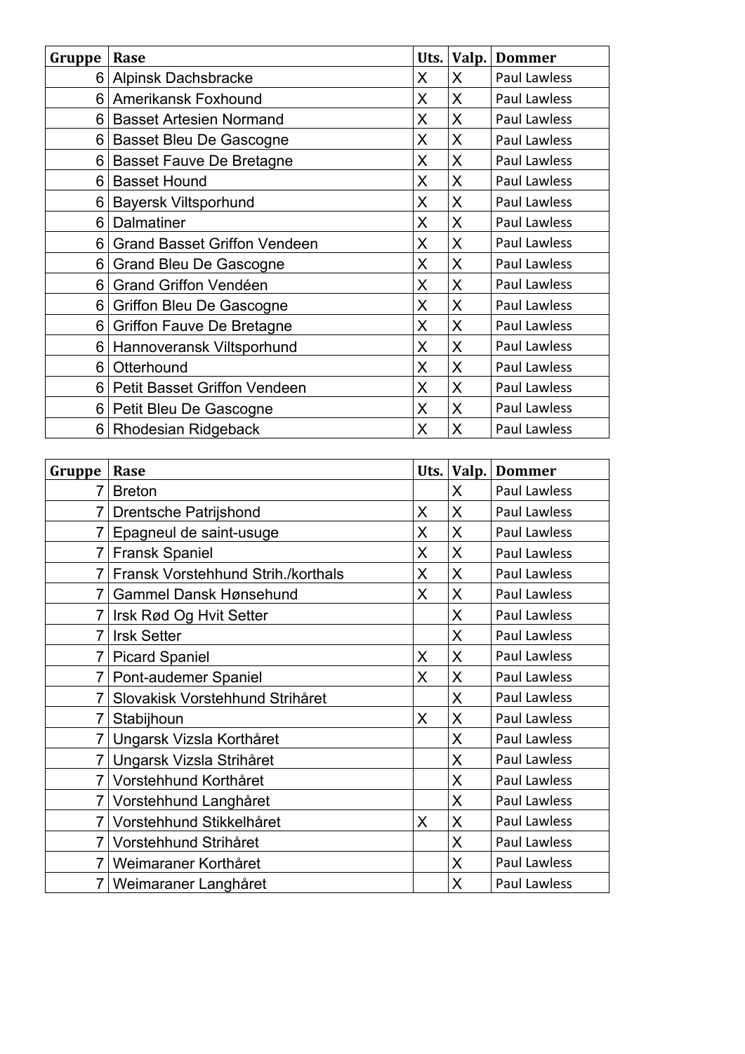| Gruppe | Rase | Uts. | Valp. | Dommer |
|---|---|---|---|---|
| 6 | Alpinsk Dachsbracke | X | X | Paul Lawless |
| 6 | Amerikansk Foxhound | X | X | Paul Lawless |
| 6 | Basset Artesien Normand | X | X | Paul Lawless |
| 6 | Basset Bleu De Gascogne | X | X | Paul Lawless |
| 6 | Basset Fauve De Bretagne | X | X | Paul Lawless |
| 6 | Basset Hound | X | X | Paul Lawless |
| 6 | Bayersk Viltsporhund | X | X | Paul Lawless |
| 6 | Dalmatiner | X | X | Paul Lawless |
| 6 | Grand Basset Griffon Vendeen | X | X | Paul Lawless |
| 6 | Grand Bleu De Gascogne | X | X | Paul Lawless |
| 6 | Grand Griffon Vendéen | X | X | Paul Lawless |
| 6 | Griffon Bleu De Gascogne | X | X | Paul Lawless |
| 6 | Griffon Fauve De Bretagne | X | X | Paul Lawless |
| 6 | Hannoveransk Viltsporhund | X | X | Paul Lawless |
| 6 | Otterhound | X | X | Paul Lawless |
| 6 | Petit Basset Griffon Vendeen | X | X | Paul Lawless |
| 6 | Petit Bleu De Gascogne | X | X | Paul Lawless |
| 6 | Rhodesian Ridgeback | X | X | Paul Lawless |

| Gruppe | Rase | Uts. | Valp. | Dommer |
|---|---|---|---|---|
| 7 | Breton | | X | Paul Lawless |
| 7 | Drentsche Patrijshond | X | X | Paul Lawless |
| 7 | Epagneul de saint-usuge | X | X | Paul Lawless |
| 7 | Fransk Spaniel | X | X | Paul Lawless |
| 7 | Fransk Vorstehhund Strih./korthals | X | X | Paul Lawless |
| 7 | Gammel Dansk Hønsehund | X | X | Paul Lawless |
| 7 | Irsk Rød Og Hvit Setter | | X | Paul Lawless |
| 7 | Irsk Setter | | X | Paul Lawless |
| 7 | Picard Spaniel | X | X | Paul Lawless |
| 7 | Pont-audemer Spaniel | X | X | Paul Lawless |
| 7 | Slovakisk Vorstehhund Strihåret | | X | Paul Lawless |
| 7 | Stabijhoun | X | X | Paul Lawless |
| 7 | Ungarsk Vizsla Korthåret | | X | Paul Lawless |
| 7 | Ungarsk Vizsla Strihåret | | X | Paul Lawless |
| 7 | Vorstehhund Korthåret | | X | Paul Lawless |
| 7 | Vorstehhund Langhåret | | X | Paul Lawless |
| 7 | Vorstehhund Stikkelhåret | X | X | Paul Lawless |
| 7 | Vorstehhund Strihåret | | X | Paul Lawless |
| 7 | Weimaraner Korthåret | | X | Paul Lawless |
| 7 | Weimaraner Langhåret | | X | Paul Lawless |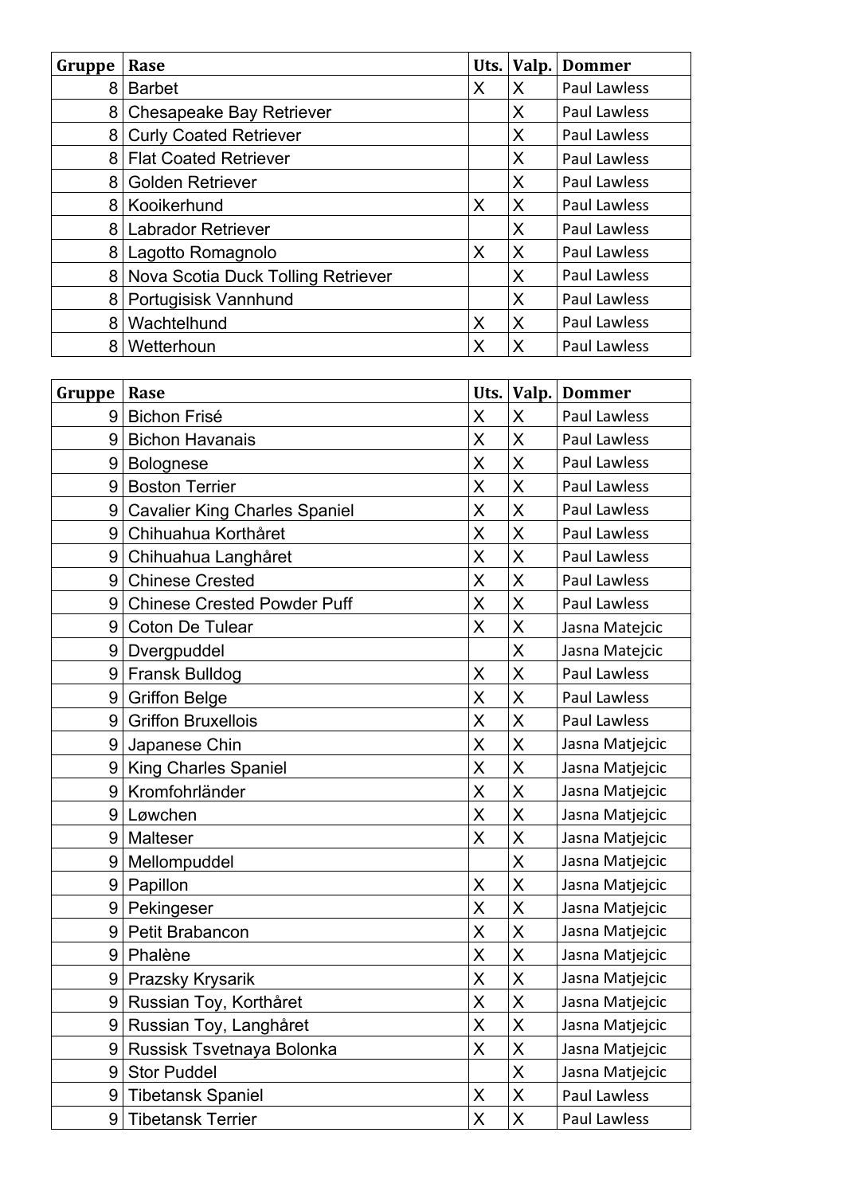| Gruppe | Rase | Uts. | Valp. | Dommer |
|---|---|---|---|---|
| 8 | Barbet | X | X | Paul Lawless |
| 8 | Chesapeake Bay Retriever | | X | Paul Lawless |
| 8 | Curly Coated Retriever | | X | Paul Lawless |
| 8 | Flat Coated Retriever | | X | Paul Lawless |
| 8 | Golden Retriever | | X | Paul Lawless |
| 8 | Kooikerhund | X | X | Paul Lawless |
| 8 | Labrador Retriever | | X | Paul Lawless |
| 8 | Lagotto Romagnolo | X | X | Paul Lawless |
| 8 | Nova Scotia Duck Tolling Retriever | | X | Paul Lawless |
| 8 | Portugisisk Vannhund | | X | Paul Lawless |
| 8 | Wachtelhund | X | X | Paul Lawless |
| 8 | Wetterhoun | X | X | Paul Lawless |

| Gruppe | Rase | Uts. | Valp. | Dommer |
|---|---|---|---|---|
| 9 | Bichon Frisé | X | X | Paul Lawless |
| 9 | Bichon Havanais | X | X | Paul Lawless |
| 9 | Bolognese | X | X | Paul Lawless |
| 9 | Boston Terrier | X | X | Paul Lawless |
| 9 | Cavalier King Charles Spaniel | X | X | Paul Lawless |
| 9 | Chihuahua Korthåret | X | X | Paul Lawless |
| 9 | Chihuahua Langhåret | X | X | Paul Lawless |
| 9 | Chinese Crested | X | X | Paul Lawless |
| 9 | Chinese Crested Powder Puff | X | X | Paul Lawless |
| 9 | Coton De Tulear | X | X | Jasna Matejcic |
| 9 | Dvergpuddel | | X | Jasna Matejcic |
| 9 | Fransk Bulldog | X | X | Paul Lawless |
| 9 | Griffon Belge | X | X | Paul Lawless |
| 9 | Griffon Bruxellois | X | X | Paul Lawless |
| 9 | Japanese Chin | X | X | Jasna Matjejcic |
| 9 | King Charles Spaniel | X | X | Jasna Matjejcic |
| 9 | Kromfohrländer | X | X | Jasna Matjejcic |
| 9 | Løwchen | X | X | Jasna Matjejcic |
| 9 | Malteser | X | X | Jasna Matjejcic |
| 9 | Mellompuddel | | X | Jasna Matjejcic |
| 9 | Papillon | X | X | Jasna Matjejcic |
| 9 | Pekingeser | X | X | Jasna Matjejcic |
| 9 | Petit Brabancon | X | X | Jasna Matjejcic |
| 9 | Phalène | X | X | Jasna Matjejcic |
| 9 | Prazsky Krysarik | X | X | Jasna Matjejcic |
| 9 | Russian Toy, Korthåret | X | X | Jasna Matjejcic |
| 9 | Russian Toy, Langhåret | X | X | Jasna Matjejcic |
| 9 | Russisk Tsvetnaya Bolonka | X | X | Jasna Matjejcic |
| 9 | Stor Puddel | | X | Jasna Matjejcic |
| 9 | Tibetansk Spaniel | X | X | Paul Lawless |
| 9 | Tibetansk Terrier | X | X | Paul Lawless |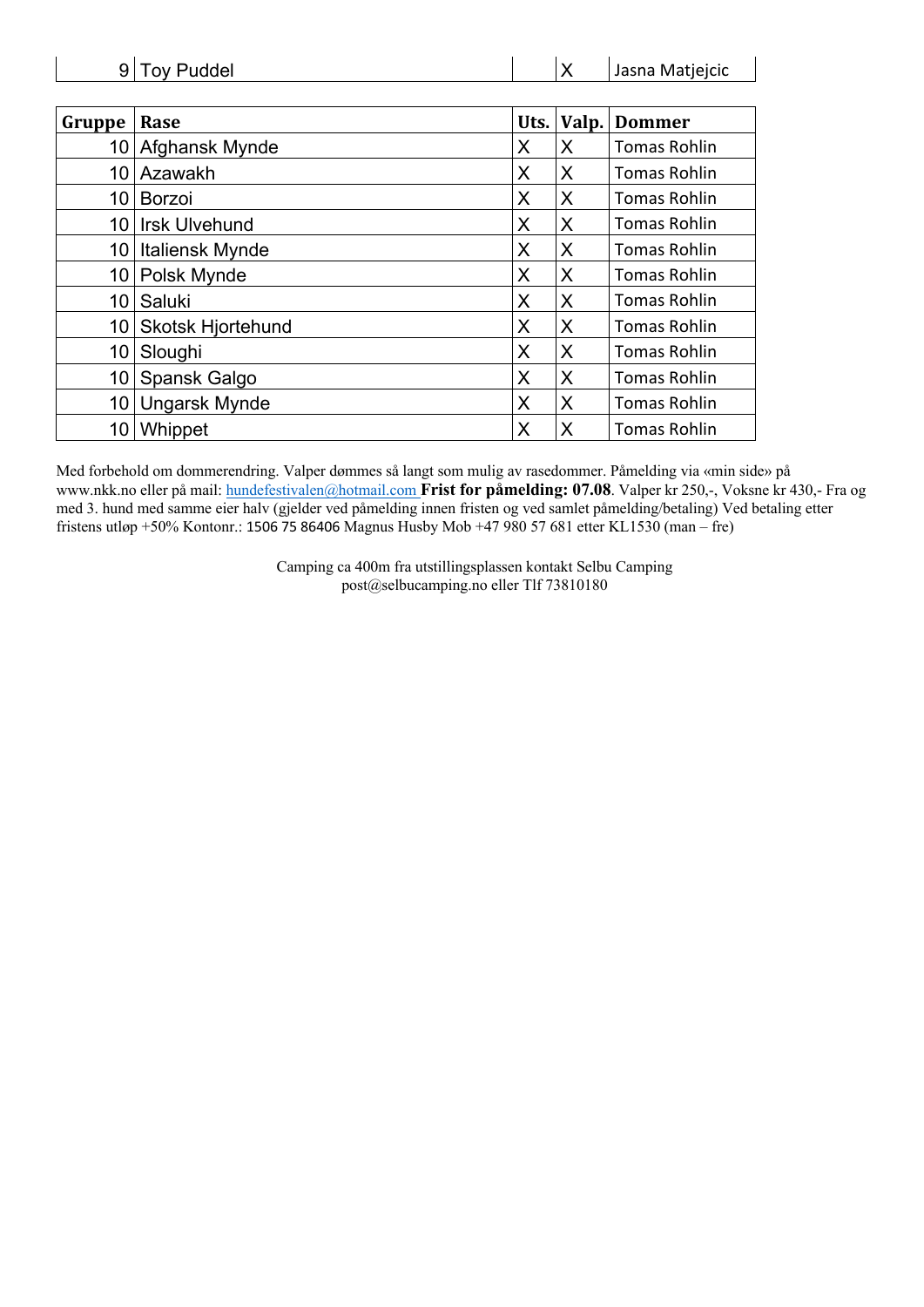| | | | | |
|---|---|---|---|---|
| 9 | Toy Puddel | | X | Jasna Matjejcic |

| Gruppe | Rase | Uts. | Valp. | Dommer |
|---|---|---|---|---|
| 10 | Afghansk Mynde | X | X | Tomas Rohlin |
| 10 | Azawakh | X | X | Tomas Rohlin |
| 10 | Borzoi | X | X | Tomas Rohlin |
| 10 | Irsk Ulvehund | X | X | Tomas Rohlin |
| 10 | Italiensk Mynde | X | X | Tomas Rohlin |
| 10 | Polsk Mynde | X | X | Tomas Rohlin |
| 10 | Saluki | X | X | Tomas Rohlin |
| 10 | Skotsk Hjortehund | X | X | Tomas Rohlin |
| 10 | Sloughi | X | X | Tomas Rohlin |
| 10 | Spansk Galgo | X | X | Tomas Rohlin |
| 10 | Ungarsk Mynde | X | X | Tomas Rohlin |
| 10 | Whippet | X | X | Tomas Rohlin |

Med forbehold om dommerendring. Valper dømmes så langt som mulig av rasedommer. Påmelding via «min side» på www.nkk.no eller på mail: hundefestivalen@hotmail.com **Frist for påmelding: 07.08**. Valper kr 250,-, Voksne kr 430,- Fra og med 3. hund med samme eier halv (gjelder ved påmelding innen fristen og ved samlet påmelding/betaling) Ved betaling etter fristens utløp +50% Kontonr.: 1506 75 86406 Magnus Husby Mob +47 980 57 681 etter KL1530 (man – fre)

Camping ca 400m fra utstillingsplassen kontakt Selbu Camping
post@selbucamping.no eller Tlf 73810180